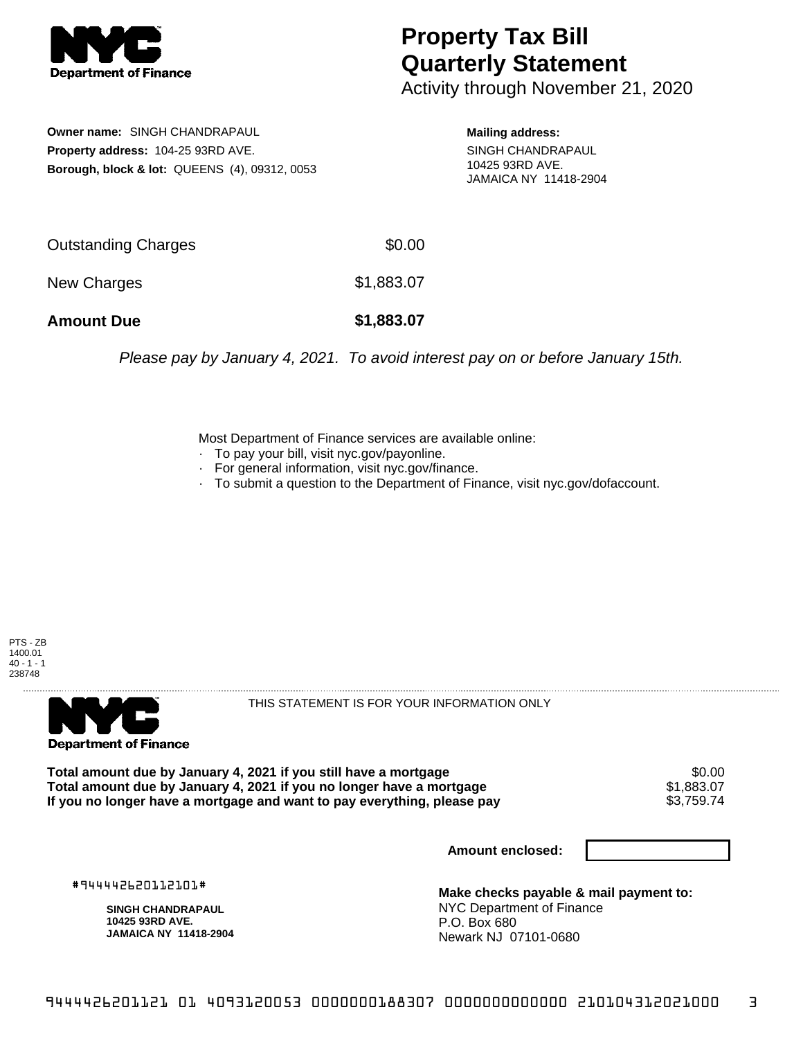# Property Tax Bill Quarterly Statement

Activity through November 21, 2020

**Owner name:** SINGH CHANDRAPAUL
**Property address:** 104-25 93RD AVE.
**Borough, block & lot:** QUEENS (4), 09312, 0053

**Mailing address:**
SINGH CHANDRAPAUL
10425 93RD AVE.
JAMAICA NY 11418-2904

| | |
|---|---|
| Outstanding Charges | $0.00 |
| New Charges | $1,883.07 |
| **Amount Due** | **$1,883.07** |

*Please pay by January 4, 2021. To avoid interest pay on or before January 15th.*

Most Department of Finance services are available online:
- To pay your bill, visit nyc.gov/payonline.
- For general information, visit nyc.gov/finance.
- To submit a question to the Department of Finance, visit nyc.gov/dofaccount.

PTS - ZB
1400.01
40 - 1 - 1
238748

THIS STATEMENT IS FOR YOUR INFORMATION ONLY

| | |
|---|---|
| **Total amount due by January 4, 2021 if you still have a mortgage** | $0.00 |
| **Total amount due by January 4, 2021 if you no longer have a mortgage** | $1,883.07 |
| **If you no longer have a mortgage and want to pay everything, please pay** | $3,759.74 |

**Amount enclosed:**

#944442620112101#

**SINGH CHANDRAPAUL**
**10425 93RD AVE.**
**JAMAICA NY 11418-2904**

**Make checks payable & mail payment to:**
NYC Department of Finance
P.O. Box 680
Newark NJ 07101-0680

9444426201121 01 4093120053 0000000188307 0000000000000 210104312021000 3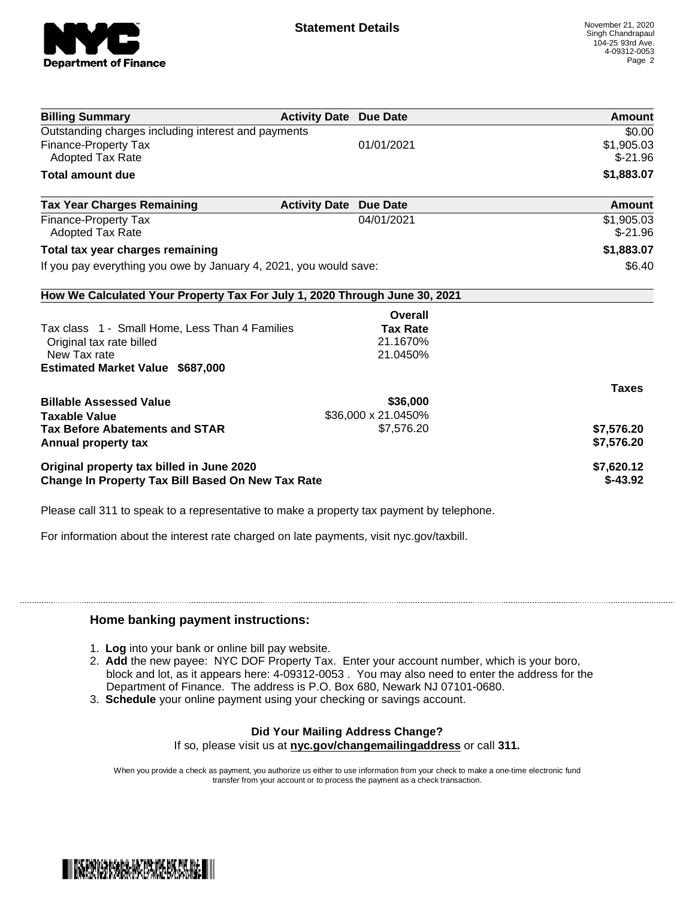# Statement Details

November 21, 2020
Singh Chandrapaul
104-25 93rd Ave.
4-09312-0053

| Billing Summary | Activity Date | Due Date | Amount |
| --- | --- | --- | --- |
| Outstanding charges including interest and payments | | | $0.00 |
| Finance-Property Tax | | 01/01/2021 | $1,905.03 |
| Adopted Tax Rate | | | $-21.96 |
| **Total amount due** | | | **$1,883.07** |

| Tax Year Charges Remaining | Activity Date | Due Date | Amount |
| --- | --- | --- | --- |
| Finance-Property Tax | | 04/01/2021 | $1,905.03 |
| Adopted Tax Rate | | | $-21.96 |
| **Total tax year charges remaining** | | | **$1,883.07** |
| If you pay everything you owe by January 4, 2021, you would save: | | | $6.40 |

**How We Calculated Your Property Tax For July 1, 2020 Through June 30, 2021**

| | Overall Tax Rate | Taxes |
| --- | --- | --- |
| Tax class 1 - Small Home, Less Than 4 Families | | |
| Original tax rate billed | 21.1670% | |
| New Tax rate | 21.0450% | |
| **Estimated Market Value $687,000** | | |
| **Billable Assessed Value** | **$36,000** | |
| **Taxable Value** | $36,000 x 21.0450% | |
| **Tax Before Abatements and STAR** | $7,576.20 | **$7,576.20** |
| **Annual property tax** | | **$7,576.20** |
| **Original property tax billed in June 2020** | | **$7,620.12** |
| **Change In Property Tax Bill Based On New Tax Rate** | | **$-43.92** |

Please call 311 to speak to a representative to make a property tax payment by telephone.

For information about the interest rate charged on late payments, visit nyc.gov/taxbill.

### Home banking payment instructions:

1. **Log** into your bank or online bill pay website.
2. **Add** the new payee: NYC DOF Property Tax. Enter your account number, which is your boro, block and lot, as it appears here: 4-09312-0053 . You may also need to enter the address for the Department of Finance. The address is P.O. Box 680, Newark NJ 07101-0680.
3. **Schedule** your online payment using your checking or savings account.

**Did Your Mailing Address Change?**
If so, please visit us at **nyc.gov/changemailingaddress** or call **311.**

When you provide a check as payment, you authorize us either to use information from your check to make a one-time electronic fund transfer from your account or to process the payment as a check transaction.